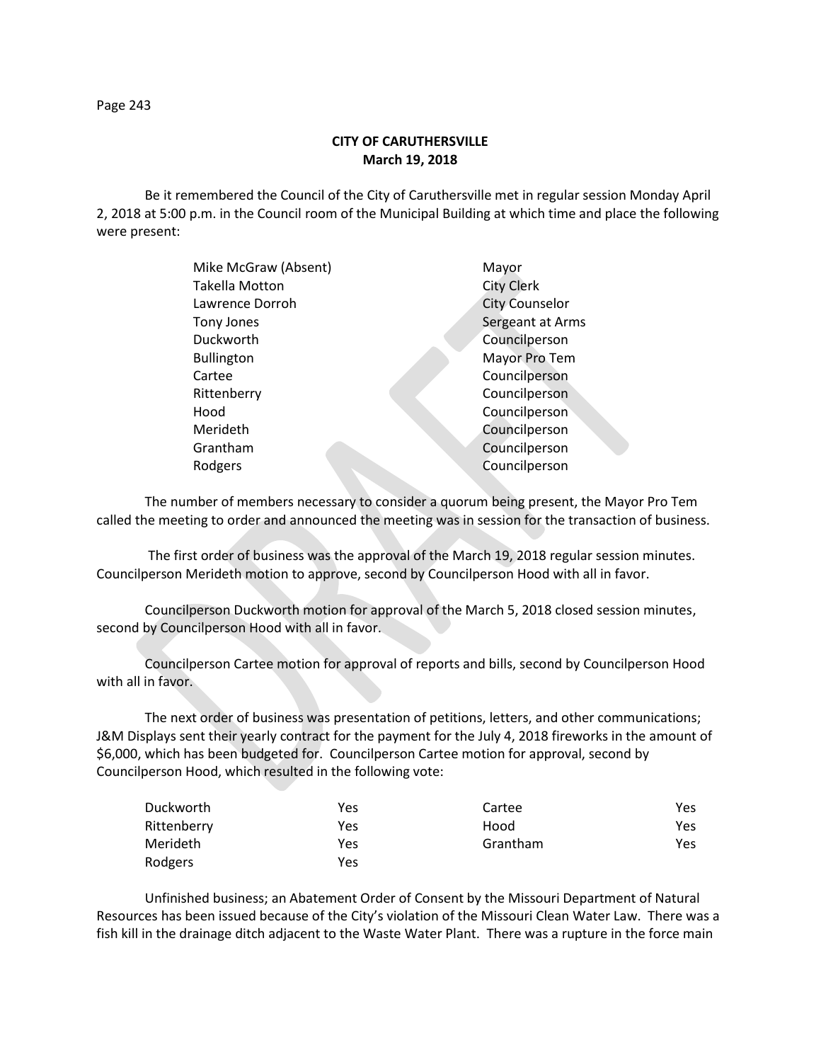**CITY OF CARUTHERSVILLE**
**March 19, 2018**

Be it remembered the Council of the City of Caruthersville met in regular session Monday April 2, 2018 at 5:00 p.m. in the Council room of the Municipal Building at which time and place the following were present:

| | |
|---|---|
| Mike McGraw (Absent) | Mayor |
| Takella Motton | City Clerk |
| Lawrence Dorroh | City Counselor |
| Tony Jones | Sergeant at Arms |
| Duckworth | Councilperson |
| Bullington | Mayor Pro Tem |
| Cartee | Councilperson |
| Rittenberry | Councilperson |
| Hood | Councilperson |
| Merideth | Councilperson |
| Grantham | Councilperson |
| Rodgers | Councilperson |

The number of members necessary to consider a quorum being present, the Mayor Pro Tem called the meeting to order and announced the meeting was in session for the transaction of business.

The first order of business was the approval of the March 19, 2018 regular session minutes. Councilperson Merideth motion to approve, second by Councilperson Hood with all in favor.

Councilperson Duckworth motion for approval of the March 5, 2018 closed session minutes, second by Councilperson Hood with all in favor.

Councilperson Cartee motion for approval of reports and bills, second by Councilperson Hood with all in favor.

The next order of business was presentation of petitions, letters, and other communications; J&M Displays sent their yearly contract for the payment for the July 4, 2018 fireworks in the amount of $6,000, which has been budgeted for. Councilperson Cartee motion for approval, second by Councilperson Hood, which resulted in the following vote:

| | | | |
|---|---|---|---|
| Duckworth | Yes | Cartee | Yes |
| Rittenberry | Yes | Hood | Yes |
| Merideth | Yes | Grantham | Yes |
| Rodgers | Yes | | |

Unfinished business; an Abatement Order of Consent by the Missouri Department of Natural Resources has been issued because of the City's violation of the Missouri Clean Water Law. There was a fish kill in the drainage ditch adjacent to the Waste Water Plant. There was a rupture in the force main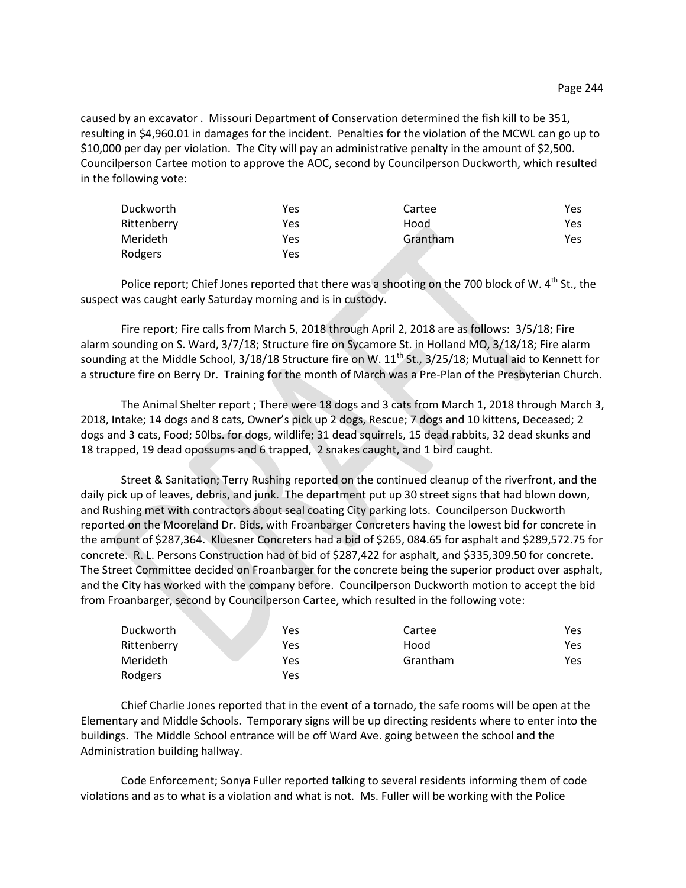caused by an excavator . Missouri Department of Conservation determined the fish kill to be 351, resulting in $4,960.01 in damages for the incident. Penalties for the violation of the MCWL can go up to $10,000 per day per violation. The City will pay an administrative penalty in the amount of $2,500. Councilperson Cartee motion to approve the AOC, second by Councilperson Duckworth, which resulted in the following vote:

| | | | |
|---|---|---|---|
| Duckworth | Yes | Cartee | Yes |
| Rittenberry | Yes | Hood | Yes |
| Merideth | Yes | Grantham | Yes |
| Rodgers | Yes | | |

Police report; Chief Jones reported that there was a shooting on the 700 block of W. 4th St., the suspect was caught early Saturday morning and is in custody.

Fire report; Fire calls from March 5, 2018 through April 2, 2018 are as follows: 3/5/18; Fire alarm sounding on S. Ward, 3/7/18; Structure fire on Sycamore St. in Holland MO, 3/18/18; Fire alarm sounding at the Middle School, 3/18/18 Structure fire on W. 11th St., 3/25/18; Mutual aid to Kennett for a structure fire on Berry Dr. Training for the month of March was a Pre-Plan of the Presbyterian Church.

The Animal Shelter report ; There were 18 dogs and 3 cats from March 1, 2018 through March 3, 2018, Intake; 14 dogs and 8 cats, Owner's pick up 2 dogs, Rescue; 7 dogs and 10 kittens, Deceased; 2 dogs and 3 cats, Food; 50lbs. for dogs, wildlife; 31 dead squirrels, 15 dead rabbits, 32 dead skunks and 18 trapped, 19 dead opossums and 6 trapped, 2 snakes caught, and 1 bird caught.

Street & Sanitation; Terry Rushing reported on the continued cleanup of the riverfront, and the daily pick up of leaves, debris, and junk. The department put up 30 street signs that had blown down, and Rushing met with contractors about seal coating City parking lots. Councilperson Duckworth reported on the Mooreland Dr. Bids, with Froanbarger Concreters having the lowest bid for concrete in the amount of $287,364. Kluesner Concreters had a bid of $265, 084.65 for asphalt and $289,572.75 for concrete. R. L. Persons Construction had of bid of $287,422 for asphalt, and $335,309.50 for concrete. The Street Committee decided on Froanbarger for the concrete being the superior product over asphalt, and the City has worked with the company before. Councilperson Duckworth motion to accept the bid from Froanbarger, second by Councilperson Cartee, which resulted in the following vote:

| | | | |
|---|---|---|---|
| Duckworth | Yes | Cartee | Yes |
| Rittenberry | Yes | Hood | Yes |
| Merideth | Yes | Grantham | Yes |
| Rodgers | Yes | | |

Chief Charlie Jones reported that in the event of a tornado, the safe rooms will be open at the Elementary and Middle Schools. Temporary signs will be up directing residents where to enter into the buildings. The Middle School entrance will be off Ward Ave. going between the school and the Administration building hallway.

Code Enforcement; Sonya Fuller reported talking to several residents informing them of code violations and as to what is a violation and what is not. Ms. Fuller will be working with the Police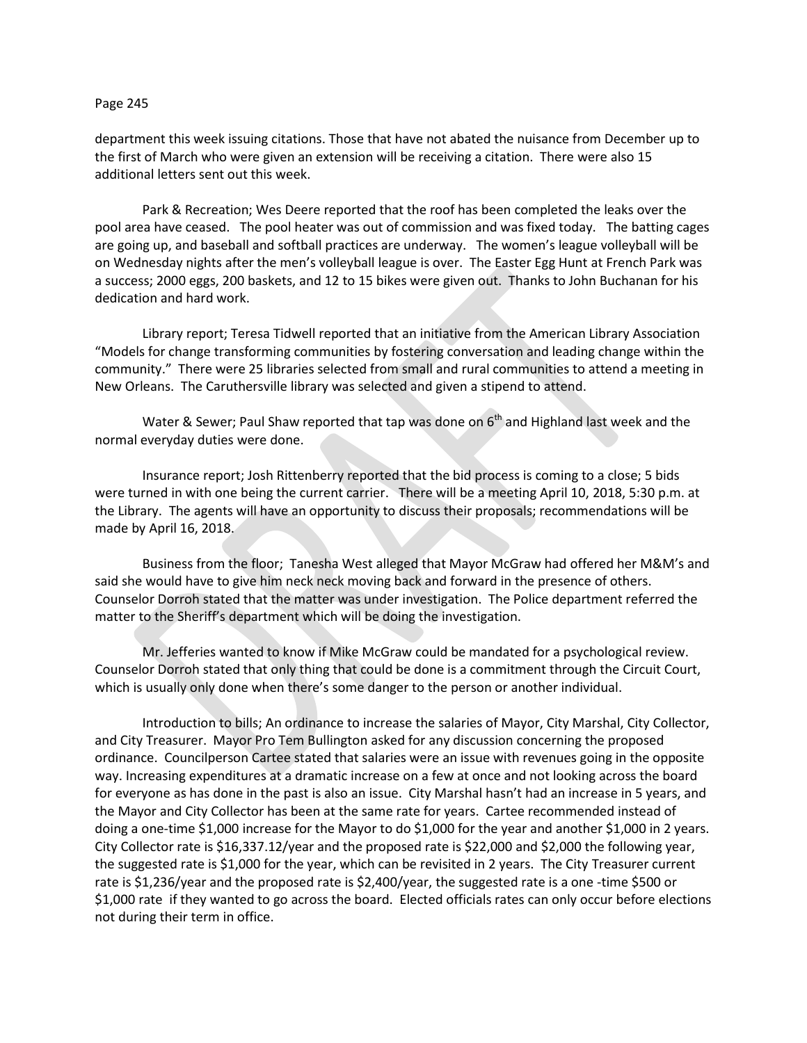department this week issuing citations. Those that have not abated the nuisance from December up to the first of March who were given an extension will be receiving a citation. There were also 15 additional letters sent out this week.

Park & Recreation; Wes Deere reported that the roof has been completed the leaks over the pool area have ceased. The pool heater was out of commission and was fixed today. The batting cages are going up, and baseball and softball practices are underway. The women's league volleyball will be on Wednesday nights after the men's volleyball league is over. The Easter Egg Hunt at French Park was a success; 2000 eggs, 200 baskets, and 12 to 15 bikes were given out. Thanks to John Buchanan for his dedication and hard work.

Library report; Teresa Tidwell reported that an initiative from the American Library Association "Models for change transforming communities by fostering conversation and leading change within the community." There were 25 libraries selected from small and rural communities to attend a meeting in New Orleans. The Caruthersville library was selected and given a stipend to attend.

Water & Sewer; Paul Shaw reported that tap was done on 6th and Highland last week and the normal everyday duties were done.

Insurance report; Josh Rittenberry reported that the bid process is coming to a close; 5 bids were turned in with one being the current carrier. There will be a meeting April 10, 2018, 5:30 p.m. at the Library. The agents will have an opportunity to discuss their proposals; recommendations will be made by April 16, 2018.

Business from the floor; Tanesha West alleged that Mayor McGraw had offered her M&M's and said she would have to give him neck neck moving back and forward in the presence of others. Counselor Dorroh stated that the matter was under investigation. The Police department referred the matter to the Sheriff's department which will be doing the investigation.

Mr. Jefferies wanted to know if Mike McGraw could be mandated for a psychological review. Counselor Dorroh stated that only thing that could be done is a commitment through the Circuit Court, which is usually only done when there's some danger to the person or another individual.

Introduction to bills; An ordinance to increase the salaries of Mayor, City Marshal, City Collector, and City Treasurer. Mayor Pro Tem Bullington asked for any discussion concerning the proposed ordinance. Councilperson Cartee stated that salaries were an issue with revenues going in the opposite way. Increasing expenditures at a dramatic increase on a few at once and not looking across the board for everyone as has done in the past is also an issue. City Marshal hasn't had an increase in 5 years, and the Mayor and City Collector has been at the same rate for years. Cartee recommended instead of doing a one-time $1,000 increase for the Mayor to do $1,000 for the year and another $1,000 in 2 years. City Collector rate is $16,337.12/year and the proposed rate is $22,000 and $2,000 the following year, the suggested rate is $1,000 for the year, which can be revisited in 2 years. The City Treasurer current rate is $1,236/year and the proposed rate is $2,400/year, the suggested rate is a one -time $500 or $1,000 rate if they wanted to go across the board. Elected officials rates can only occur before elections not during their term in office.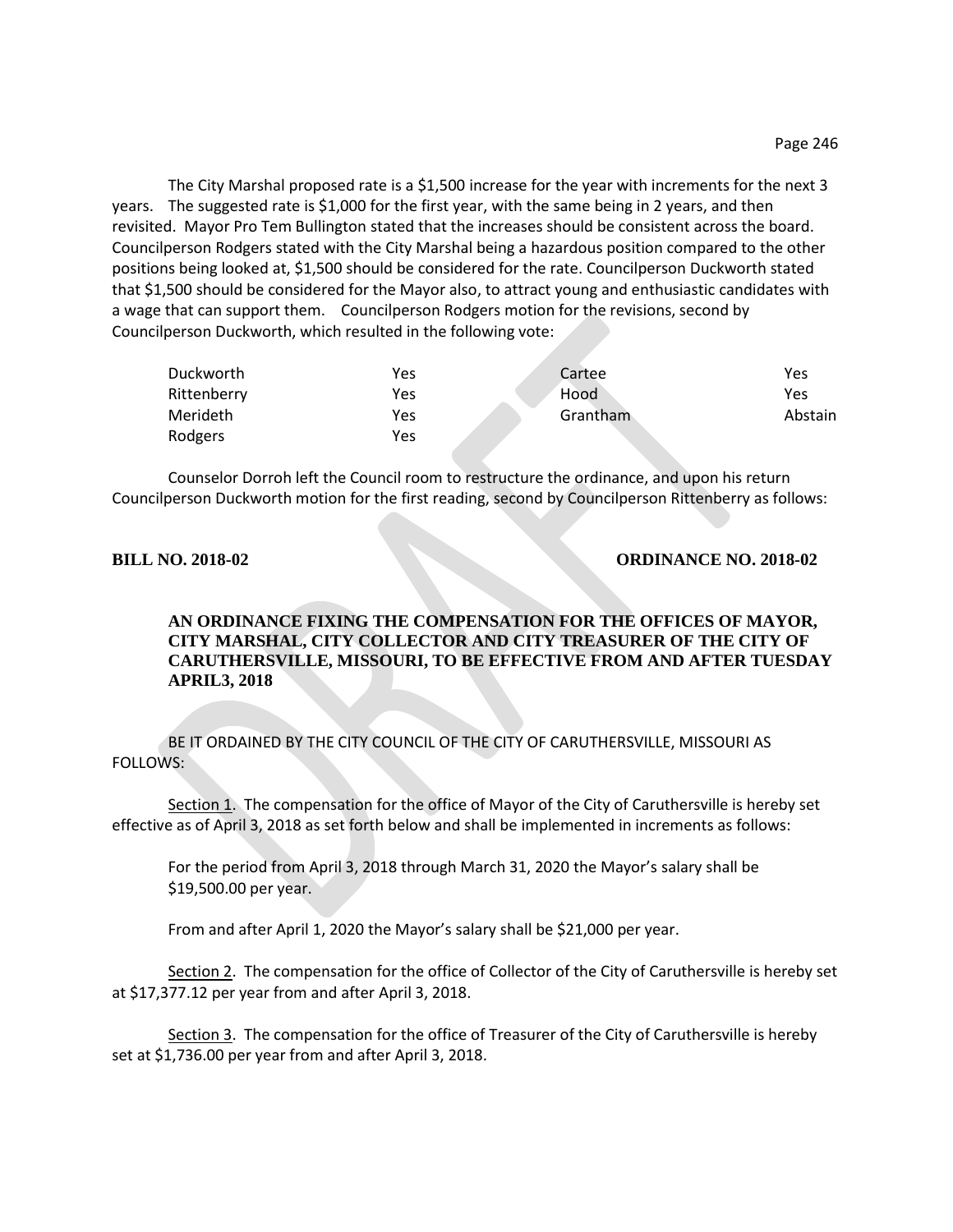The City Marshal proposed rate is a $1,500 increase for the year with increments for the next 3 years. The suggested rate is $1,000 for the first year, with the same being in 2 years, and then revisited. Mayor Pro Tem Bullington stated that the increases should be consistent across the board. Councilperson Rodgers stated with the City Marshal being a hazardous position compared to the other positions being looked at, $1,500 should be considered for the rate. Councilperson Duckworth stated that $1,500 should be considered for the Mayor also, to attract young and enthusiastic candidates with a wage that can support them. Councilperson Rodgers motion for the revisions, second by Councilperson Duckworth, which resulted in the following vote:

| | | | |
|---|---|---|---|
| Duckworth | Yes | Cartee | Yes |
| Rittenberry | Yes | Hood | Yes |
| Merideth | Yes | Grantham | Abstain |
| Rodgers | Yes | | |

Counselor Dorroh left the Council room to restructure the ordinance, and upon his return Councilperson Duckworth motion for the first reading, second by Councilperson Rittenberry as follows:

**BILL NO. 2018-02** **ORDINANCE NO. 2018-02**

**AN ORDINANCE FIXING THE COMPENSATION FOR THE OFFICES OF MAYOR, CITY MARSHAL, CITY COLLECTOR AND CITY TREASURER OF THE CITY OF CARUTHERSVILLE, MISSOURI, TO BE EFFECTIVE FROM AND AFTER TUESDAY APRIL3, 2018**

BE IT ORDAINED BY THE CITY COUNCIL OF THE CITY OF CARUTHERSVILLE, MISSOURI AS FOLLOWS:

Section 1. The compensation for the office of Mayor of the City of Caruthersville is hereby set effective as of April 3, 2018 as set forth below and shall be implemented in increments as follows:

For the period from April 3, 2018 through March 31, 2020 the Mayor's salary shall be $19,500.00 per year.

From and after April 1, 2020 the Mayor's salary shall be $21,000 per year.

Section 2. The compensation for the office of Collector of the City of Caruthersville is hereby set at $17,377.12 per year from and after April 3, 2018.

Section 3. The compensation for the office of Treasurer of the City of Caruthersville is hereby set at $1,736.00 per year from and after April 3, 2018.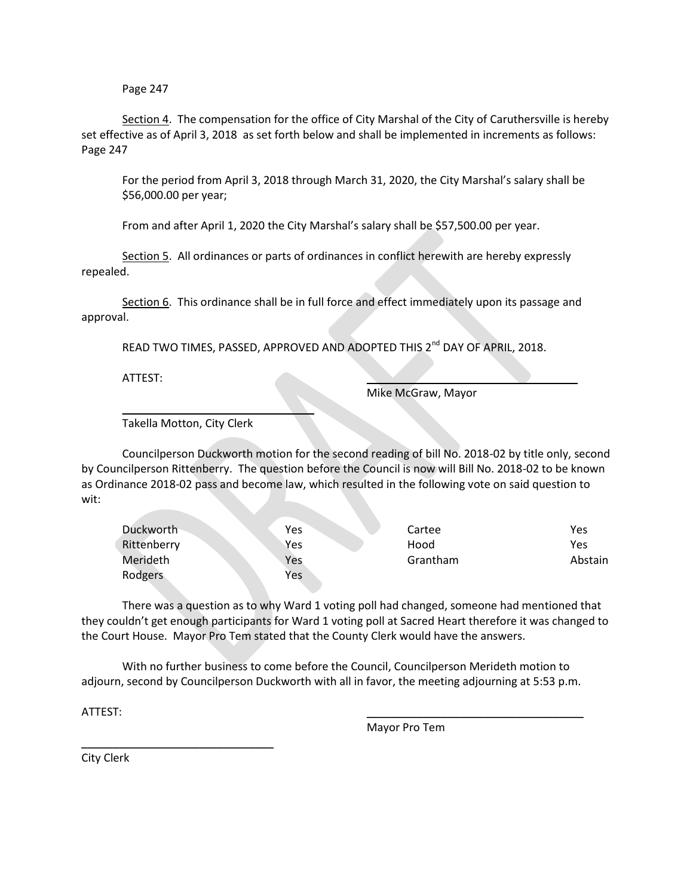Page 247

Section 4. The compensation for the office of City Marshal of the City of Caruthersville is hereby set effective as of April 3, 2018 as set forth below and shall be implemented in increments as follows: Page 247

For the period from April 3, 2018 through March 31, 2020, the City Marshal's salary shall be $56,000.00 per year;

From and after April 1, 2020 the City Marshal's salary shall be $57,500.00 per year.

Section 5. All ordinances or parts of ordinances in conflict herewith are hereby expressly repealed.

Section 6. This ordinance shall be in full force and effect immediately upon its passage and approval.

READ TWO TIMES, PASSED, APPROVED AND ADOPTED THIS 2nd DAY OF APRIL, 2018.

ATTEST:

\_\_\_\_\_\_\_\_\_\_\_\_\_\_\_\_\_\_\_\_\_\_\_\_\_\_\_\_\_\_\_\_\_\_
Mike McGraw, Mayor

\_\_\_\_\_\_\_\_\_\_\_\_\_\_\_\_\_\_\_\_\_\_\_\_\_\_\_\_\_\_\_\_\_\_
Takella Motton, City Clerk

Councilperson Duckworth motion for the second reading of bill No. 2018-02 by title only, second by Councilperson Rittenberry. The question before the Council is now will Bill No. 2018-02 to be known as Ordinance 2018-02 pass and become law, which resulted in the following vote on said question to wit:

| | | | |
|---|---|---|---|
| Duckworth | Yes | Cartee | Yes |
| Rittenberry | Yes | Hood | Yes |
| Merideth | Yes | Grantham | Abstain |
| Rodgers | Yes | | |

There was a question as to why Ward 1 voting poll had changed, someone had mentioned that they couldn't get enough participants for Ward 1 voting poll at Sacred Heart therefore it was changed to the Court House. Mayor Pro Tem stated that the County Clerk would have the answers.

With no further business to come before the Council, Councilperson Merideth motion to adjourn, second by Councilperson Duckworth with all in favor, the meeting adjourning at 5:53 p.m.

ATTEST:

\_\_\_\_\_\_\_\_\_\_\_\_\_\_\_\_\_\_\_\_\_\_\_\_\_\_\_\_\_\_\_\_\_\_
Mayor Pro Tem

\_\_\_\_\_\_\_\_\_\_\_\_\_\_\_\_\_\_\_\_\_\_\_\_\_\_\_\_\_\_\_\_\_\_
City Clerk